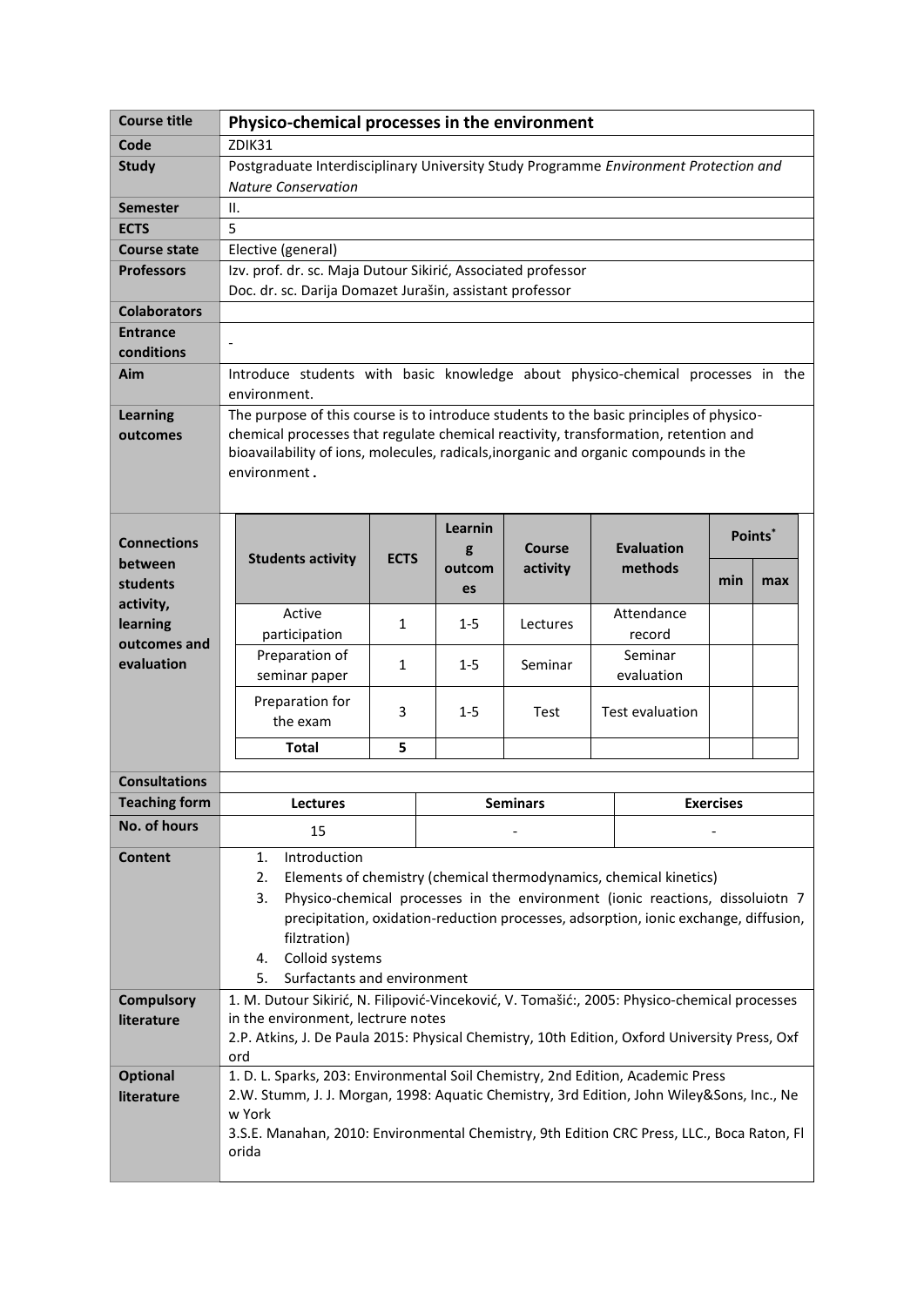| Course title | **Physico-chemical processes in the environment** |
|---|---|
| Code | ZDIK31 |
| Study | Postgraduate Interdisciplinary University Study Programme *Environment Protection and Nature Conservation* |
| Semester | II. |
| ECTS | 5 |
| Course state | Elective (general) |
| Professors | Izv. prof. dr. sc. Maja Dutour Sikirić, Associated professor<br>Doc. dr. sc. Darija Domazet Jurašin, assistant professor |
| Colaborators | |
| Entrance conditions | - |
| Aim | Introduce students with basic knowledge about physico-chemical processes in the environment. |
| Learning outcomes | The purpose of this course is to introduce students to the basic principles of physico-chemical processes that regulate chemical reactivity, transformation, retention and bioavailability of ions, molecules, radicals,inorganic and organic compounds in the environment **.** |

**Connections between students activity, learning outcomes and evaluation**

| Students activity | ECTS | Learning outcomes | Course activity | Evaluation methods | Points* | |
|---|---|---|---|---|---|---|
| | | | | | min | max |
| Active participation | 1 | 1-5 | Lectures | Attendance record | | |
| Preparation of seminar paper | 1 | 1-5 | Seminar | Seminar evaluation | | |
| Preparation for the exam | 3 | 1-5 | Test | Test evaluation | | |
| **Total** | **5** | | | | | |

| Consultations | | | |
|---|---|---|---|
| Teaching form | **Lectures** | **Seminars** | **Exercises** |
| No. of hours | 15 | - | - |

**Content**

1. Introduction
2. Elements of chemistry (chemical thermodynamics, chemical kinetics)
3. Physico-chemical processes in the environment (ionic reactions, dissoluiotn 7 precipitation, oxidation-reduction processes, adsorption, ionic exchange, diffusion, filztration)
4. Colloid systems
5. Surfactants and environment

**Compulsory literature**

1. M. Dutour Sikirić, N. Filipović-Vinceković, V. Tomašić:, 2005: Physico-chemical processes in the environment, lectrure notes
2.P. Atkins, J. De Paula 2015: Physical Chemistry, 10th Edition, Oxford University Press, Oxford

**Optional literature**

1. D. L. Sparks, 203: Environmental Soil Chemistry, 2nd Edition, Academic Press
2.W. Stumm, J. J. Morgan, 1998: Aquatic Chemistry, 3rd Edition, John Wiley&Sons, Inc., New York
3.S.E. Manahan, 2010: Environmental Chemistry, 9th Edition CRC Press, LLC., Boca Raton, Florida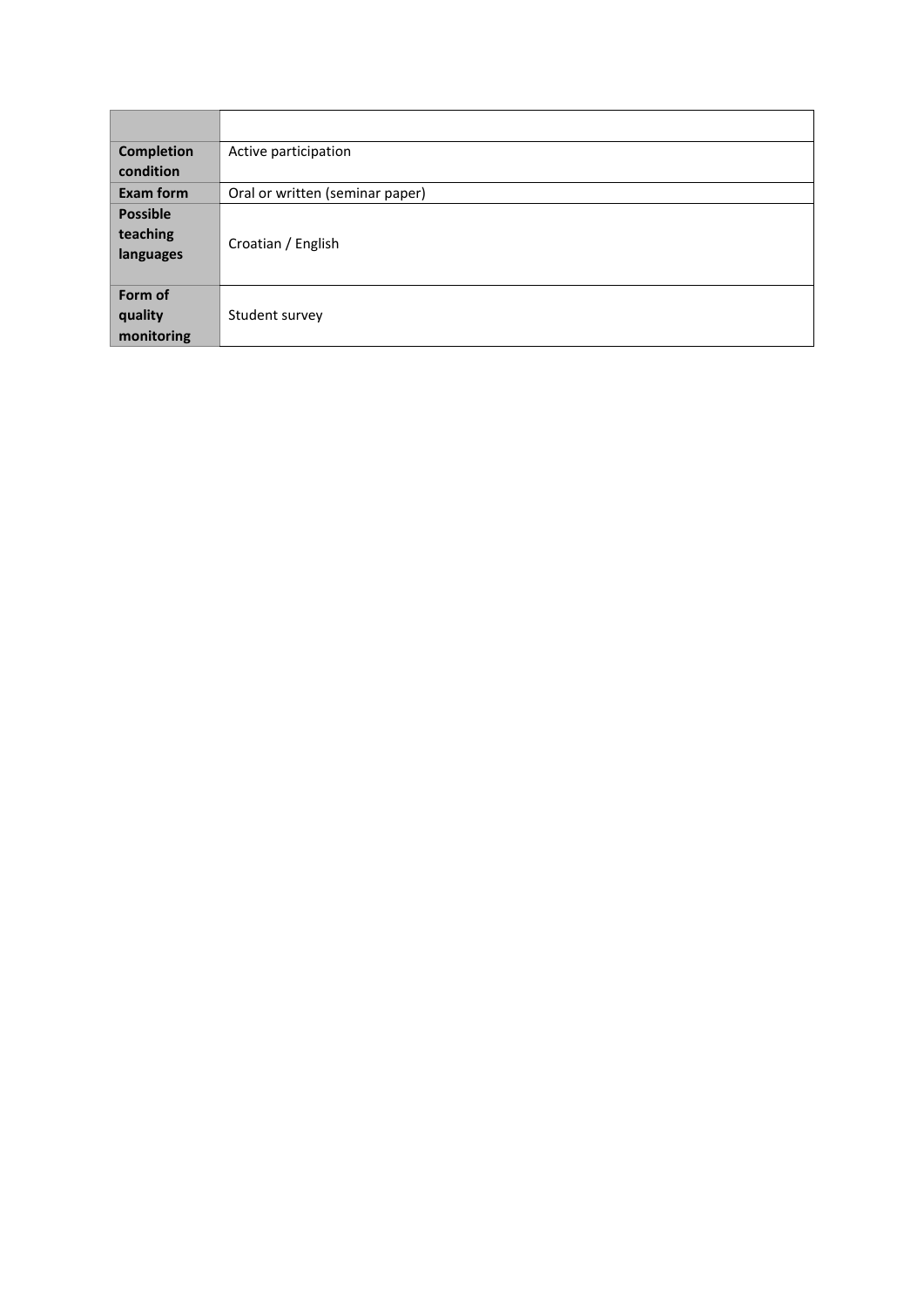| | |
|---|---|
| **Completion condition** | Active participation |
| **Exam form** | Oral or written (seminar paper) |
| **Possible teaching languages** | Croatian / English |
| **Form of quality monitoring** | Student survey |